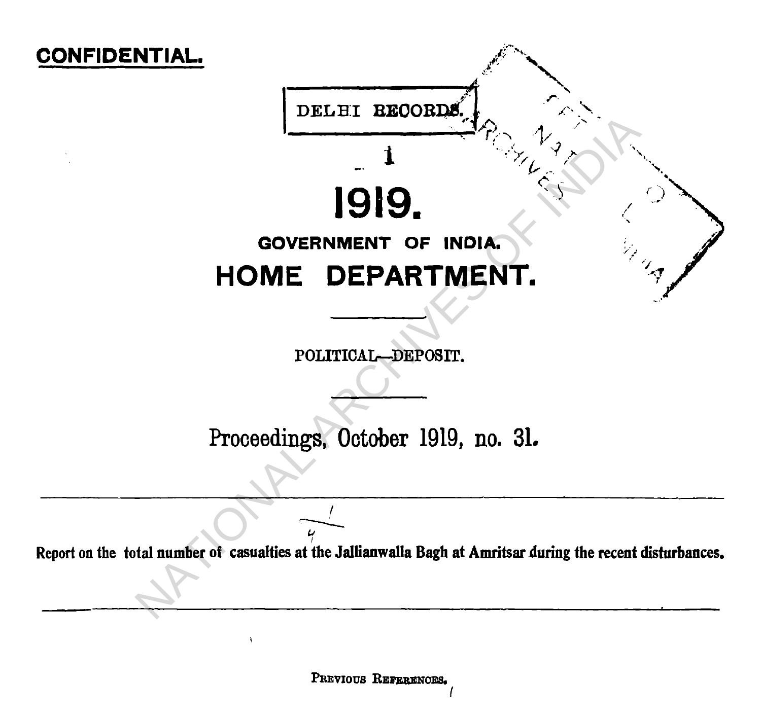**CONFIDENTIAL.**

DELHI RECORDS.

1

# 1919.

## GOVERNMENT OF INDIA.

# HOME DEPARTMENT.

POLITICAL—DEPOSIT.

Proceedings, October 1919, no. 31.

---

1/4

**Report on the total number of casualties at the Jallianwalla Bagh at Amritsar during the recent disturbances.**

---

PREVIOUS REFERENCES.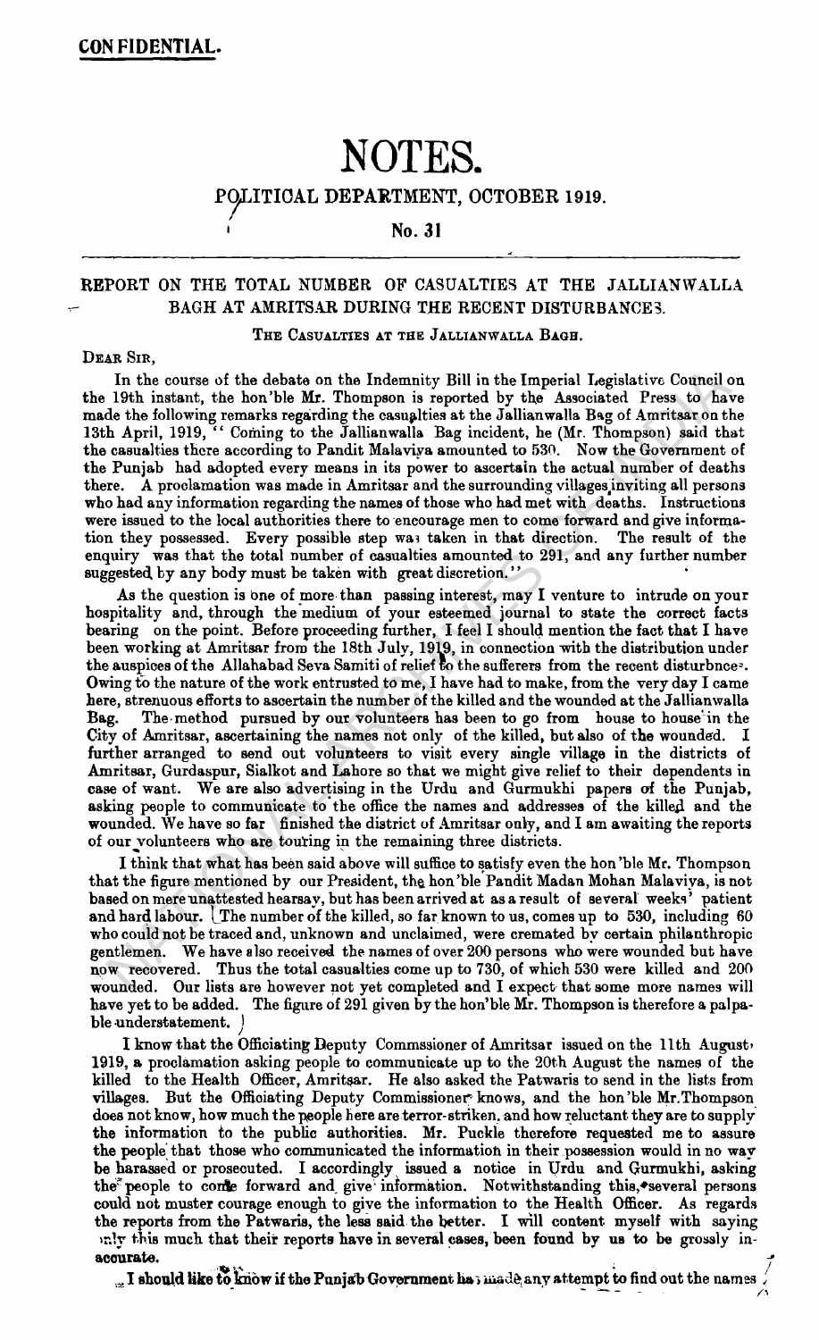**CONFIDENTIAL.**

# NOTES.

## POLITICAL DEPARTMENT, OCTOBER 1919.

### No. 31

### REPORT ON THE TOTAL NUMBER OF CASUALTIES AT THE JALLIANWALLA BAGH AT AMRITSAR DURING THE RECENT DISTURBANCES.

THE CASUALTIES AT THE JALLIANWALLA BAGH.

DEAR SIR,

In the course of the debate on the Indemnity Bill in the Imperial Legislative Council on the 19th instant, the hon'ble Mr. Thompson is reported by the Associated Press to have made the following remarks regarding the casualties at the Jallianwalla Bag of Amritsar on the 13th April, 1919, " Coming to the Jallianwalla Bag incident, he (Mr. Thompson) said that the casualties there according to Pandit Malaviya amounted to 530. Now the Government of the Punjab had adopted every means in its power to ascertain the actual number of deaths there. A proclamation was made in Amritsar and the surrounding villages inviting all persons who had any information regarding the names of those who had met with deaths. Instructions were issued to the local authorities there to encourage men to come forward and give information they possessed. Every possible step was taken in that direction. The result of the enquiry was that the total number of casualties amounted to 291, and any further number suggested by any body must be taken with great discretion.''

As the question is one of more than passing interest, may I venture to intrude on your hospitality and, through the medium of your esteemed journal to state the correct facts bearing on the point. Before proceeding further, I feel I should mention the fact that I have been working at Amritsar from the 18th July, 1919, in connection with the distribution under the auspices of the Allahabad Seva Samiti of relief to the sufferers from the recent disturbnces. Owing to the nature of the work entrusted to me, I have had to make, from the very day I came here, strenuous efforts to ascertain the number of the killed and the wounded at the Jallianwalla Bag. The method pursued by our volunteers has been to go from house to house in the City of Amritsar, ascertaining the names not only of the killed, but also of the wounded. I further arranged to send out volunteers to visit every single village in the districts of Amritsar, Gurdaspur, Sialkot and Lahore so that we might give relief to their dependents in case of want. We are also advertising in the Urdu and Gurmukhi papers of the Punjab, asking people to communicate to the office the names and addresses of the killed and the wounded. We have so far finished the district of Amritsar only, and I am awaiting the reports of our volunteers who are touring in the remaining three districts.

I think that what has been said above will suffice to satisfy even the hon'ble Mr. Thompson that the figure mentioned by our President, the hon'ble Pandit Madan Mohan Malaviya, is not based on mere unattested hearsay, but has been arrived at as a result of several weeks' patient and hard labour. The number of the killed, so far known to us, comes up to 530, including 60 who could not be traced and, unknown and unclaimed, were cremated by certain philanthropic gentlemen. We have also received the names of over 200 persons who were wounded but have now recovered. Thus the total casualties come up to 730, of which 530 were killed and 200 wounded. Our lists are however not yet completed and I expect that some more names will have yet to be added. The figure of 291 given by the hon'ble Mr. Thompson is therefore a palpable understatement.

I know that the Officiating Deputy Commissioner of Amritsar issued on the 11th August, 1919, a proclamation asking people to communicate up to the 20th August the names of the killed to the Health Officer, Amritsar. He also asked the Patwaris to send in the lists from villages. But the Officiating Deputy Commissioner knows, and the hon'ble Mr. Thompson does not know, how much the people here are terror-striken, and how reluctant they are to supply the information to the public authorities. Mr. Puckle therefore requested me to assure the people that those who communicated the information in their possession would in no way be harassed or prosecuted. I accordingly issued a notice in Urdu and Gurmukhi, asking the people to come forward and give information. Notwithstanding this, several persons could not muster courage enough to give the information to the Health Officer. As regards the reports from the Patwaris, the less said the better. I will content myself with saying only this much that their reports have in several cases, been found by us to be grossly inaccurate.

I should like to know if the Punjab Government has made any attempt to find out the names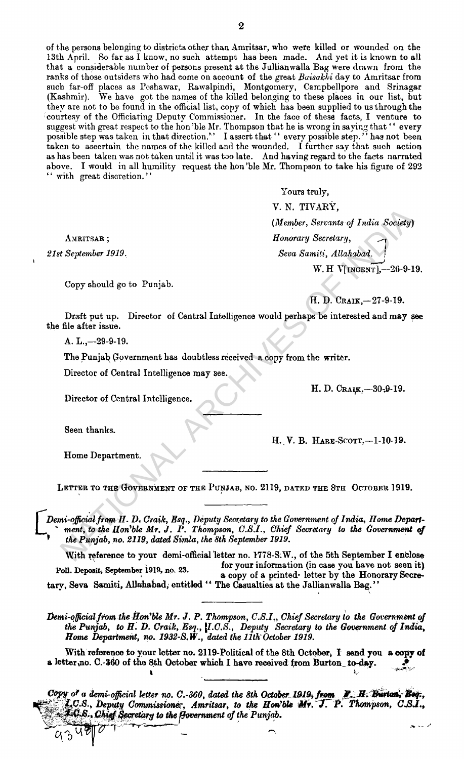of the persons belonging to districts other than Amritsar, who were killed or wounded on the 13th April. So far as I know, no such attempt has been made. And yet it is known to all that a considerable number of persons present at the Jullianwalla Bag were drawn from the ranks of those outsiders who had come on account of the great *Baisakhi* day to Amritsar from such far-off places as Peshawar, Rawalpindi, Montgomery, Campbellpore and Srinagar (Kashmir). We have got the names of the killed belonging to these places in our list, but they are not to be found in the official list, copy of which has been supplied to us through the courtesy of the Officiating Deputy Commissioner. In the face of these facts, I venture to suggest with great respect to the hon'ble Mr. Thompson that he is wrong in saying that " every possible step was taken in that direction." I assert that " every possible step." has not been taken to ascertain the names of the killed and the wounded. I further say that such action as has been taken was not taken until it was too late. And having regard to the facts narrated above. I would in all humility request the hon'ble Mr. Thompson to take his figure of 292 " with great discretion."

Yours truly,

V. N. TIVARY,

(*Member, Servants of India Society*)

*Honorary Secretary,*

*Seva Samiti, Allahabad.*

AMRITSAR ;

*21st September 1919.*

W. H V[INCENT],—26-9-19.

Copy should go to Punjab.

H. D. CRAIK,—27-9-19.

Draft put up. Director of Central Intelligence would perhaps be interested and may see the file after issue.

A. L.,—29-9-19.

The Punjab Government has doubtless received a copy from the writer.

Director of Central Intelligence may see.

H. D. CRAIK,—30-9-19.

Director of Central Intelligence.

---

Seen thanks.

H. V. B. HARE-SCOTT,—1-10-19.

Home Department.

---

LETTER TO THE GOVERNMENT OF THE PUNJAB, NO. 2119, DATED THE 8TH OCTOBER 1919.

---

[*Demi-official from H. D. Craik, Esq., Deputy Secretary to the Government of India, Home Department, to the Hon'ble Mr. J. P. Thompson, C.S.I., Chief Secretary to the Government of the Punjab, no. 2119, dated Simla, the 8th September 1919.*

With reference to your demi-official letter no. 1778-S.W., of the 5th September I enclose for your information (in case you have not seen it) a copy of a printed letter by the Honorary Secretary, Seva Samiti, Allahabad, entitled " The Casualties at the Jallianwalla Bag."

Poll. Deposit, September 1919, no. 23.

---

*Demi-official from the Hon'ble Mr. J. P. Thompson, C.S.I., Chief Secretary to the Government of the Punjab, to H. D. Craik, Esq., I.C.S., Deputy Secretary to the Government of India, Home Department, no. 1932-S.W., dated the 11th October 1919.*

With reference to your letter no. 2119-Political of the 8th October, I send you a copy of a letter no. C.-360 of the 8th October which I have received from Burton to-day.

---

*Copy of a demi-official letter no. C.-360, dated the 8th October 1919, from F. H. Burton, Esq., I.C.S., Deputy Commissioner, Amritsar, to the Hon'ble Mr. J. P. Thompson, C.S.I., I.C.S., Chief Secretary to the Government of the Punjab.*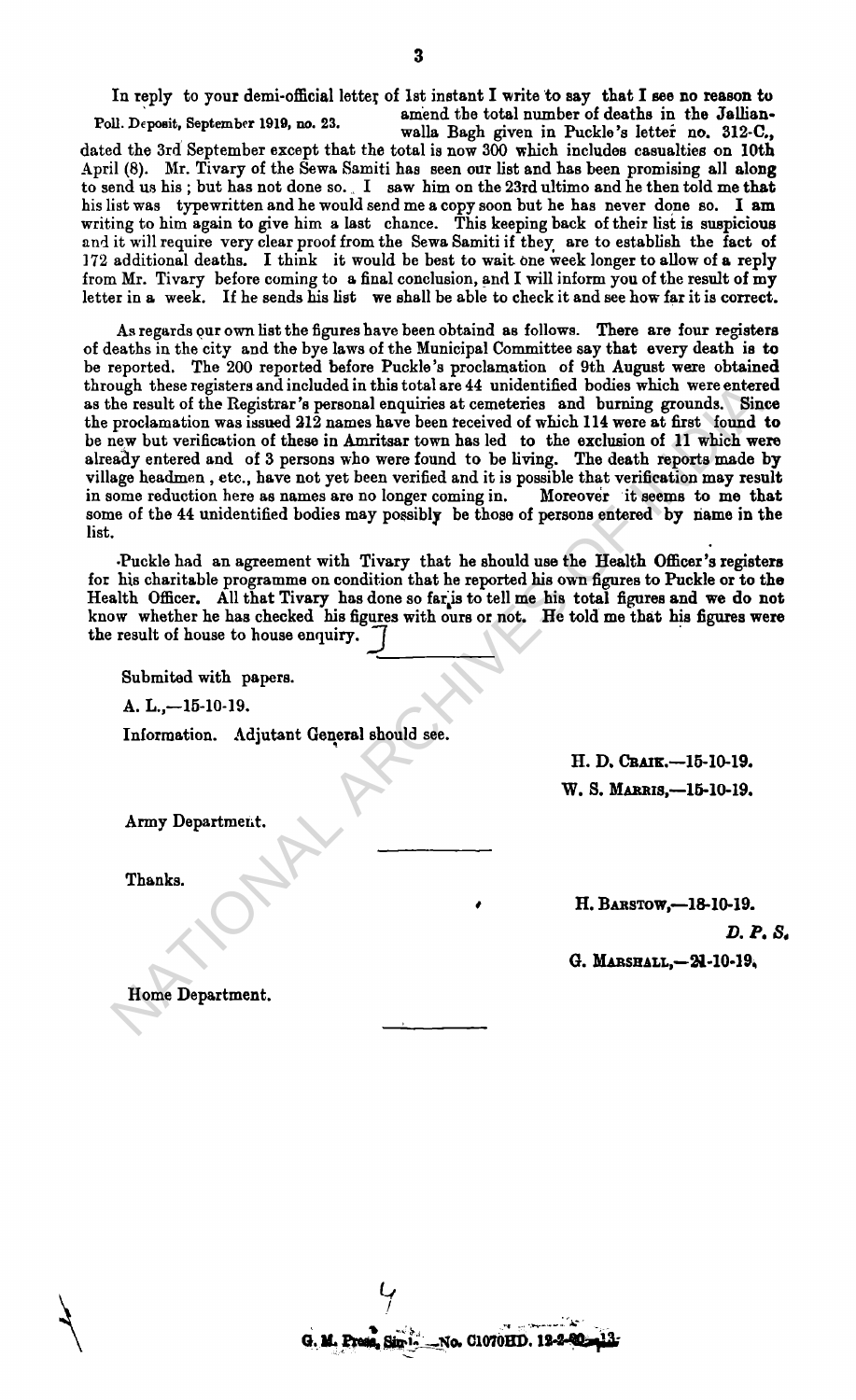In reply to your demi-official letter of 1st instant I write to say that I see no reason to amend the total number of deaths in the Jallianwalla Bagh given in Puckle's letter no. 312-C., dated the 3rd September except that the total is now 300 which includes casualties on 10th April (8). Mr. Tivary of the Sewa Samiti has seen our list and has been promising all along to send us his; but has not done so. I saw him on the 23rd ultimo and he then told me that his list was typewritten and he would send me a copy soon but he has never done so. I am writing to him again to give him a last chance. This keeping back of their list is suspicious and it will require very clear proof from the Sewa Samiti if they are to establish the fact of 172 additional deaths. I think it would be best to wait one week longer to allow of a reply from Mr. Tivary before coming to a final conclusion, and I will inform you of the result of my letter in a week. If he sends his list we shall be able to check it and see how far it is correct.

Poll. Deposit, September 1919, no. 23.

As regards our own list the figures have been obtaind as follows. There are four registers of deaths in the city and the bye laws of the Municipal Committee say that every death is to be reported. The 200 reported before Puckle's proclamation of 9th August were obtained through these registers and included in this total are 44 unidentified bodies which were entered as the result of the Registrar's personal enquiries at cemeteries and burning grounds. Since the proclamation was issued 212 names have been received of which 114 were at first found to be new but verification of these in Amritsar town has led to the exclusion of 11 which were already entered and of 3 persons who were found to be living. The death reports made by village headmen, etc., have not yet been verified and it is possible that verification may result in some reduction here as names are no longer coming in. Moreover it seems to me that some of the 44 unidentified bodies may possibly be those of persons entered by name in the list.

Puckle had an agreement with Tivary that he should use the Health Officer's registers for his charitable programme on condition that he reported his own figures to Puckle or to the Health Officer. All that Tivary has done so far is to tell me his total figures and we do not know whether he has checked his figures with ours or not. He told me that his figures were the result of house to house enquiry.

Submited with papers.

A. L.,—15-10-19.

Information. Adjutant General should see.

H. D. CRAIK.—15-10-19.

W. S. MARRIS,—15-10-19.

Army Department.

Thanks.

H. BARSTOW,—18-10-19.

*D. P. S.*

G. MARSHALL,—21-10-19.

Home Department.